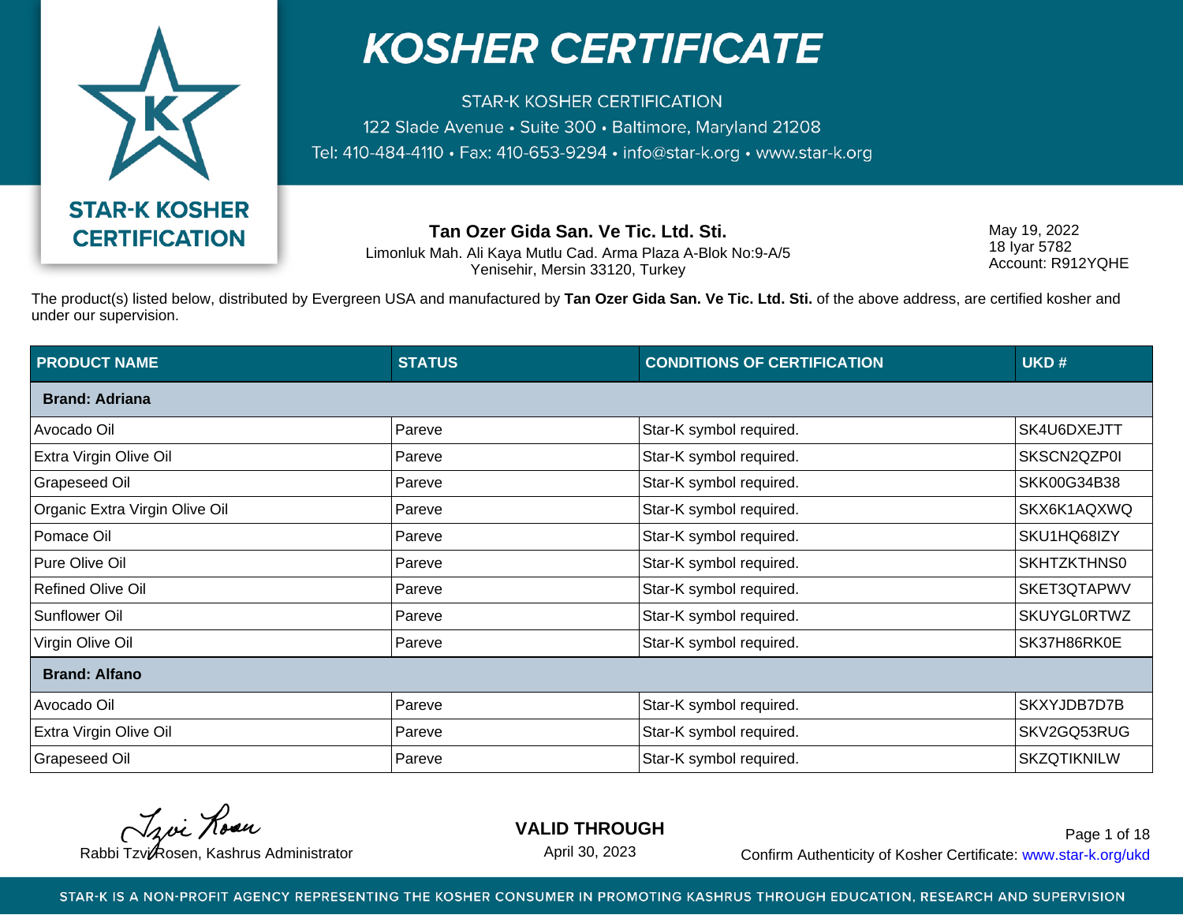# KOSHER CERTIFICATE

STAR-K KOSHER CERTIFICATION
122 Slade Avenue • Suite 300 • Baltimore, Maryland 21208
Tel: 410-484-4110 • Fax: 410-653-9294 • info@star-k.org • www.star-k.org

**STAR-K KOSHER CERTIFICATION**

**Tan Ozer Gida San. Ve Tic. Ltd. Sti.**
Limonluk Mah. Ali Kaya Mutlu Cad. Arma Plaza A-Blok No:9-A/5
Yenisehir, Mersin 33120, Turkey

May 19, 2022
18 Iyar 5782
Account: R912YQHE

The product(s) listed below, distributed by Evergreen USA and manufactured by **Tan Ozer Gida San. Ve Tic. Ltd. Sti.** of the above address, are certified kosher and under our supervision.

| PRODUCT NAME | STATUS | CONDITIONS OF CERTIFICATION | UKD # |
|---|---|---|---|
| **Brand: Adriana** | | | |
| Avocado Oil | Pareve | Star-K symbol required. | SK4U6DXEJTT |
| Extra Virgin Olive Oil | Pareve | Star-K symbol required. | SKSCN2QZP0I |
| Grapeseed Oil | Pareve | Star-K symbol required. | SKK00G34B38 |
| Organic Extra Virgin Olive Oil | Pareve | Star-K symbol required. | SKX6K1AQXWQ |
| Pomace Oil | Pareve | Star-K symbol required. | SKU1HQ68IZY |
| Pure Olive Oil | Pareve | Star-K symbol required. | SKHTZKTHNS0 |
| Refined Olive Oil | Pareve | Star-K symbol required. | SKET3QTAPWV |
| Sunflower Oil | Pareve | Star-K symbol required. | SKUYGL0RTWZ |
| Virgin Olive Oil | Pareve | Star-K symbol required. | SK37H86RK0E |
| **Brand: Alfano** | | | |
| Avocado Oil | Pareve | Star-K symbol required. | SKXYJDB7D7B |
| Extra Virgin Olive Oil | Pareve | Star-K symbol required. | SKV2GQ53RUG |
| Grapeseed Oil | Pareve | Star-K symbol required. | SKZQTIKNILW |

Rabbi Tzvi Rosen, Kashrus Administrator

**VALID THROUGH**
April 30, 2023

Confirm Authenticity of Kosher Certificate: www.star-k.org/ukd

STAR-K IS A NON-PROFIT AGENCY REPRESENTING THE KOSHER CONSUMER IN PROMOTING KASHRUS THROUGH EDUCATION, RESEARCH AND SUPERVISION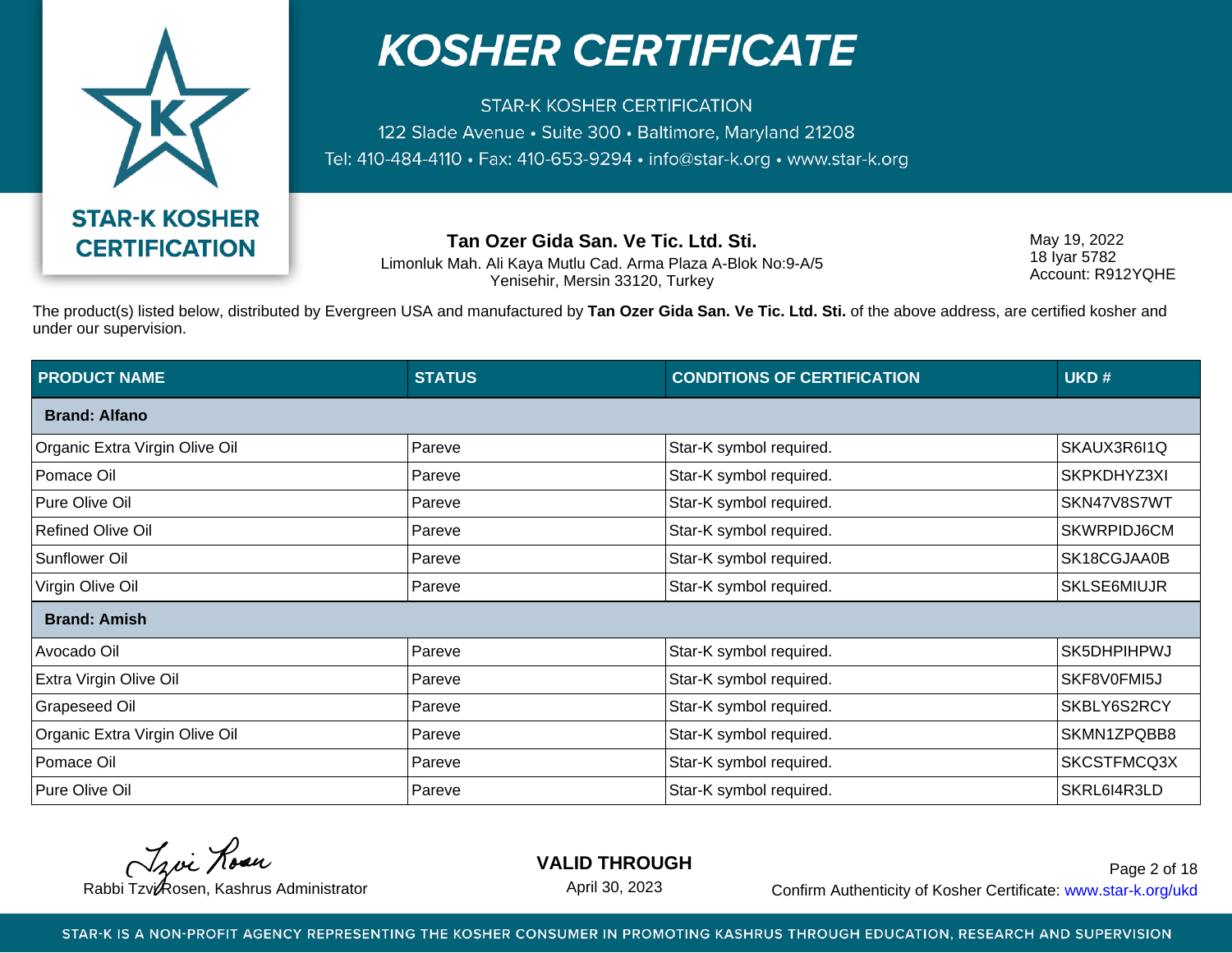# KOSHER CERTIFICATE

STAR-K KOSHER CERTIFICATION
122 Slade Avenue • Suite 300 • Baltimore, Maryland 21208
Tel: 410-484-4110 • Fax: 410-653-9294 • info@star-k.org • www.star-k.org

STAR-K KOSHER CERTIFICATION

**Tan Ozer Gida San. Ve Tic. Ltd. Sti.**
Limonluk Mah. Ali Kaya Mutlu Cad. Arma Plaza A-Blok No:9-A/5
Yenisehir, Mersin 33120, Turkey

May 19, 2022
18 Iyar 5782
Account: R912YQHE

The product(s) listed below, distributed by Evergreen USA and manufactured by **Tan Ozer Gida San. Ve Tic. Ltd. Sti.** of the above address, are certified kosher and under our supervision.

| PRODUCT NAME | STATUS | CONDITIONS OF CERTIFICATION | UKD # |
|---|---|---|---|
| **Brand: Alfano** | | | |
| Organic Extra Virgin Olive Oil | Pareve | Star-K symbol required. | SKAUX3R6I1Q |
| Pomace Oil | Pareve | Star-K symbol required. | SKPKDHYZ3XI |
| Pure Olive Oil | Pareve | Star-K symbol required. | SKN47V8S7WT |
| Refined Olive Oil | Pareve | Star-K symbol required. | SKWRPIDJ6CM |
| Sunflower Oil | Pareve | Star-K symbol required. | SK18CGJAA0B |
| Virgin Olive Oil | Pareve | Star-K symbol required. | SKLSE6MIUJR |
| **Brand: Amish** | | | |
| Avocado Oil | Pareve | Star-K symbol required. | SK5DHPIHPWJ |
| Extra Virgin Olive Oil | Pareve | Star-K symbol required. | SKF8V0FMI5J |
| Grapeseed Oil | Pareve | Star-K symbol required. | SKBLY6S2RCY |
| Organic Extra Virgin Olive Oil | Pareve | Star-K symbol required. | SKMN1ZPQBB8 |
| Pomace Oil | Pareve | Star-K symbol required. | SKCSTFMCQ3X |
| Pure Olive Oil | Pareve | Star-K symbol required. | SKRL6I4R3LD |

Rabbi Tzvi Rosen, Kashrus Administrator

**VALID THROUGH**
April 30, 2023

Confirm Authenticity of Kosher Certificate: www.star-k.org/ukd

STAR-K IS A NON-PROFIT AGENCY REPRESENTING THE KOSHER CONSUMER IN PROMOTING KASHRUS THROUGH EDUCATION, RESEARCH AND SUPERVISION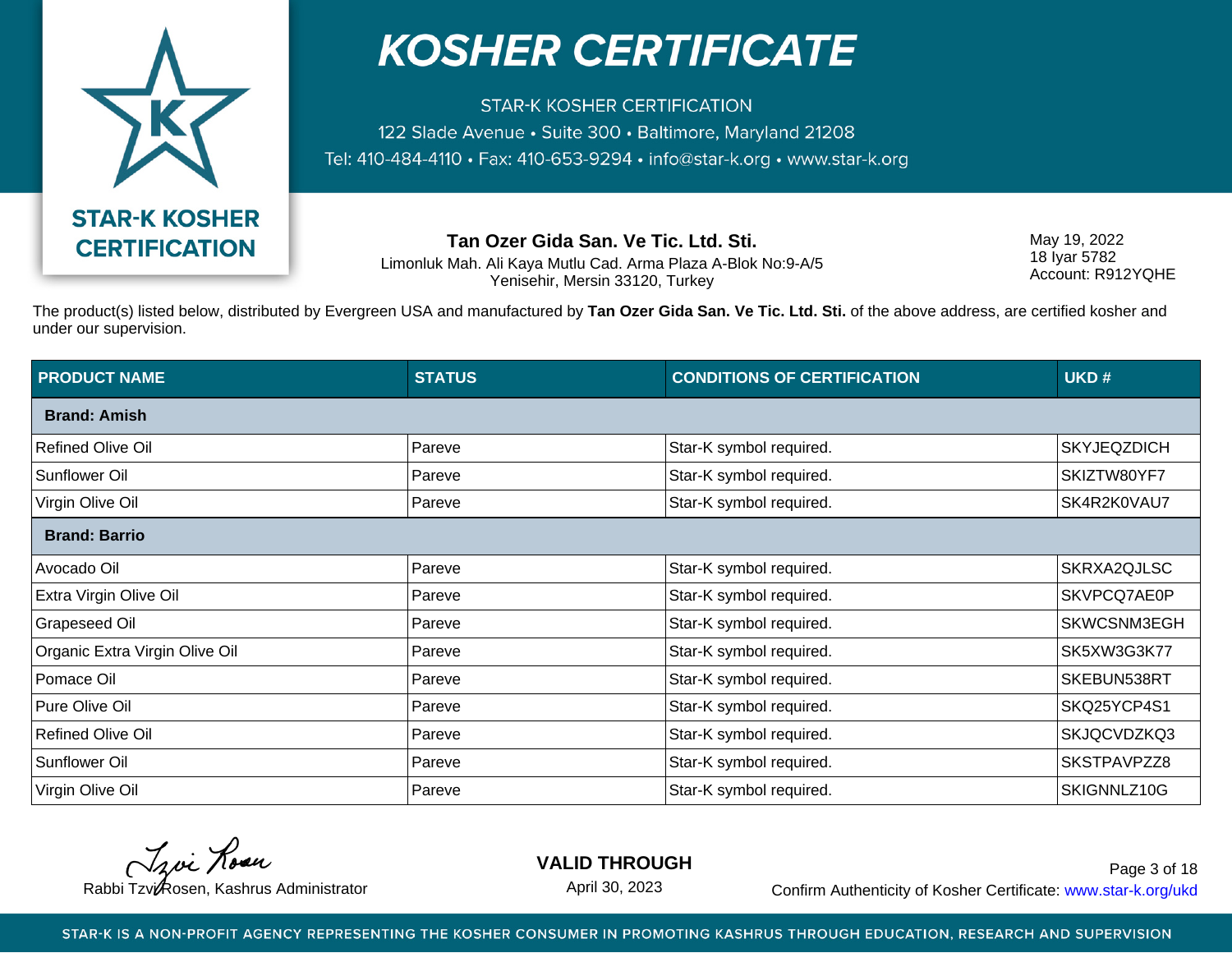# KOSHER CERTIFICATE

STAR-K KOSHER CERTIFICATION
122 Slade Avenue • Suite 300 • Baltimore, Maryland 21208
Tel: 410-484-4110 • Fax: 410-653-9294 • info@star-k.org • www.star-k.org

**STAR-K KOSHER CERTIFICATION**

**Tan Ozer Gida San. Ve Tic. Ltd. Sti.**
Limonluk Mah. Ali Kaya Mutlu Cad. Arma Plaza A-Blok No:9-A/5
Yenisehir, Mersin 33120, Turkey

May 19, 2022
18 Iyar 5782
Account: R912YQHE

The product(s) listed below, distributed by Evergreen USA and manufactured by **Tan Ozer Gida San. Ve Tic. Ltd. Sti.** of the above address, are certified kosher and under our supervision.

| PRODUCT NAME | STATUS | CONDITIONS OF CERTIFICATION | UKD # |
|---|---|---|---|
| **Brand: Amish** | | | |
| Refined Olive Oil | Pareve | Star-K symbol required. | SKYJEQZDICH |
| Sunflower Oil | Pareve | Star-K symbol required. | SKIZTW80YF7 |
| Virgin Olive Oil | Pareve | Star-K symbol required. | SK4R2K0VAU7 |
| **Brand: Barrio** | | | |
| Avocado Oil | Pareve | Star-K symbol required. | SKRXA2QJLSC |
| Extra Virgin Olive Oil | Pareve | Star-K symbol required. | SKVPCQ7AE0P |
| Grapeseed Oil | Pareve | Star-K symbol required. | SKWCSNM3EGH |
| Organic Extra Virgin Olive Oil | Pareve | Star-K symbol required. | SK5XW3G3K77 |
| Pomace Oil | Pareve | Star-K symbol required. | SKEBUN538RT |
| Pure Olive Oil | Pareve | Star-K symbol required. | SKQ25YCP4S1 |
| Refined Olive Oil | Pareve | Star-K symbol required. | SKJQCVDZKQ3 |
| Sunflower Oil | Pareve | Star-K symbol required. | SKSTPAVPZZ8 |
| Virgin Olive Oil | Pareve | Star-K symbol required. | SKIGNNLZ10G |

Rabbi Tzvi Rosen, Kashrus Administrator

**VALID THROUGH**
April 30, 2023

Confirm Authenticity of Kosher Certificate: www.star-k.org/ukd

STAR-K IS A NON-PROFIT AGENCY REPRESENTING THE KOSHER CONSUMER IN PROMOTING KASHRUS THROUGH EDUCATION, RESEARCH AND SUPERVISION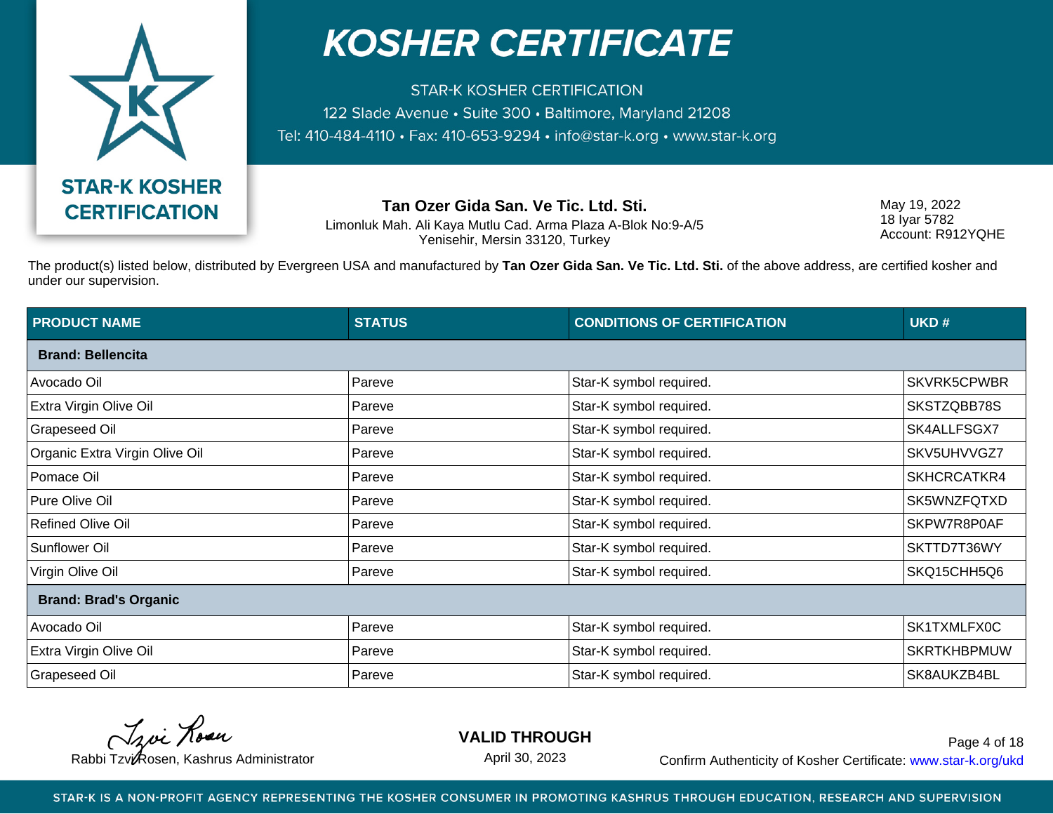# KOSHER CERTIFICATE

STAR-K KOSHER CERTIFICATION

122 Slade Avenue • Suite 300 • Baltimore, Maryland 21208

Tel: 410-484-4110 • Fax: 410-653-9294 • info@star-k.org • www.star-k.org

STAR-K KOSHER CERTIFICATION

**Tan Ozer Gida San. Ve Tic. Ltd. Sti.**
Limonluk Mah. Ali Kaya Mutlu Cad. Arma Plaza A-Blok No:9-A/5
Yenisehir, Mersin 33120, Turkey

May 19, 2022
18 Iyar 5782
Account: R912YQHE

The product(s) listed below, distributed by Evergreen USA and manufactured by **Tan Ozer Gida San. Ve Tic. Ltd. Sti.** of the above address, are certified kosher and under our supervision.

| PRODUCT NAME | STATUS | CONDITIONS OF CERTIFICATION | UKD # |
|---|---|---|---|
| **Brand: Bellencita** | | | |
| Avocado Oil | Pareve | Star-K symbol required. | SKVRK5CPWBR |
| Extra Virgin Olive Oil | Pareve | Star-K symbol required. | SKSTZQBB78S |
| Grapeseed Oil | Pareve | Star-K symbol required. | SK4ALLFSGX7 |
| Organic Extra Virgin Olive Oil | Pareve | Star-K symbol required. | SKV5UHVVGZ7 |
| Pomace Oil | Pareve | Star-K symbol required. | SKHCRCATKR4 |
| Pure Olive Oil | Pareve | Star-K symbol required. | SK5WNZFQTXD |
| Refined Olive Oil | Pareve | Star-K symbol required. | SKPW7R8P0AF |
| Sunflower Oil | Pareve | Star-K symbol required. | SKTTD7T36WY |
| Virgin Olive Oil | Pareve | Star-K symbol required. | SKQ15CHH5Q6 |
| **Brand: Brad's Organic** | | | |
| Avocado Oil | Pareve | Star-K symbol required. | SK1TXMLFX0C |
| Extra Virgin Olive Oil | Pareve | Star-K symbol required. | SKRTKHBPMUW |
| Grapeseed Oil | Pareve | Star-K symbol required. | SK8AUKZB4BL |

Rabbi Tzvi Rosen, Kashrus Administrator

**VALID THROUGH**
April 30, 2023

Confirm Authenticity of Kosher Certificate: www.star-k.org/ukd

STAR-K IS A NON-PROFIT AGENCY REPRESENTING THE KOSHER CONSUMER IN PROMOTING KASHRUS THROUGH EDUCATION, RESEARCH AND SUPERVISION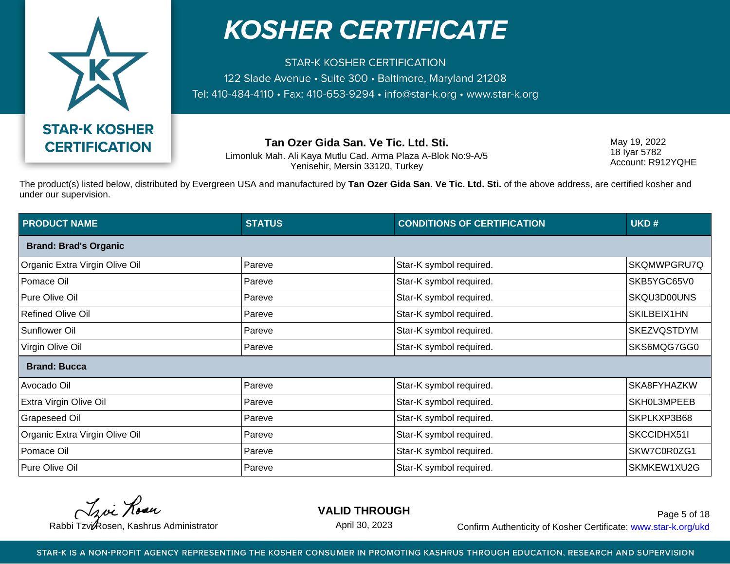# KOSHER CERTIFICATE

STAR-K KOSHER CERTIFICATION
122 Slade Avenue • Suite 300 • Baltimore, Maryland 21208
Tel: 410-484-4110 • Fax: 410-653-9294 • info@star-k.org • www.star-k.org

STAR-K KOSHER CERTIFICATION

**Tan Ozer Gida San. Ve Tic. Ltd. Sti.**
Limonluk Mah. Ali Kaya Mutlu Cad. Arma Plaza A-Blok No:9-A/5
Yenisehir, Mersin 33120, Turkey

May 19, 2022
18 Iyar 5782
Account: R912YQHE

The product(s) listed below, distributed by Evergreen USA and manufactured by **Tan Ozer Gida San. Ve Tic. Ltd. Sti.** of the above address, are certified kosher and under our supervision.

| PRODUCT NAME | STATUS | CONDITIONS OF CERTIFICATION | UKD # |
|---|---|---|---|
| **Brand: Brad's Organic** | | | |
| Organic Extra Virgin Olive Oil | Pareve | Star-K symbol required. | SKQMWPGRU7Q |
| Pomace Oil | Pareve | Star-K symbol required. | SKB5YGC65V0 |
| Pure Olive Oil | Pareve | Star-K symbol required. | SKQU3D00UNS |
| Refined Olive Oil | Pareve | Star-K symbol required. | SKILBEIX1HN |
| Sunflower Oil | Pareve | Star-K symbol required. | SKEZVQSTDYM |
| Virgin Olive Oil | Pareve | Star-K symbol required. | SKS6MQG7GG0 |
| **Brand: Bucca** | | | |
| Avocado Oil | Pareve | Star-K symbol required. | SKA8FYHAZKW |
| Extra Virgin Olive Oil | Pareve | Star-K symbol required. | SKH0L3MPEEB |
| Grapeseed Oil | Pareve | Star-K symbol required. | SKPLKXP3B68 |
| Organic Extra Virgin Olive Oil | Pareve | Star-K symbol required. | SKCCIDHX51I |
| Pomace Oil | Pareve | Star-K symbol required. | SKW7C0R0ZG1 |
| Pure Olive Oil | Pareve | Star-K symbol required. | SKMKEW1XU2G |

Rabbi Tzvi Rosen, Kashrus Administrator

**VALID THROUGH**
April 30, 2023

Confirm Authenticity of Kosher Certificate: www.star-k.org/ukd

STAR-K IS A NON-PROFIT AGENCY REPRESENTING THE KOSHER CONSUMER IN PROMOTING KASHRUS THROUGH EDUCATION, RESEARCH AND SUPERVISION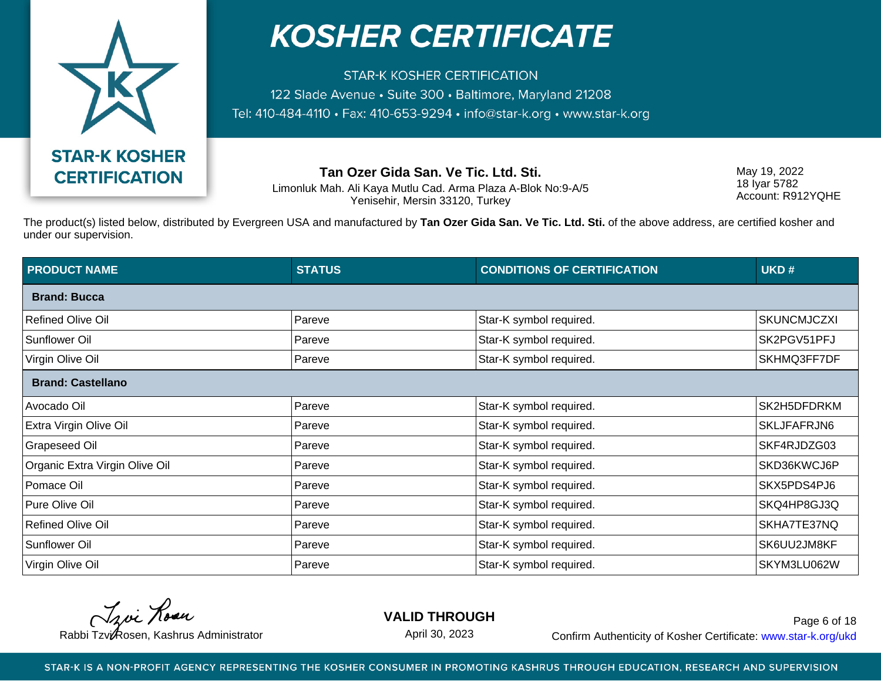# KOSHER CERTIFICATE

STAR-K KOSHER CERTIFICATION
122 Slade Avenue • Suite 300 • Baltimore, Maryland 21208
Tel: 410-484-4110 • Fax: 410-653-9294 • info@star-k.org • www.star-k.org

STAR-K KOSHER CERTIFICATION

**Tan Ozer Gida San. Ve Tic. Ltd. Sti.**
Limonluk Mah. Ali Kaya Mutlu Cad. Arma Plaza A-Blok No:9-A/5
Yenisehir, Mersin 33120, Turkey

May 19, 2022
18 Iyar 5782
Account: R912YQHE

The product(s) listed below, distributed by Evergreen USA and manufactured by **Tan Ozer Gida San. Ve Tic. Ltd. Sti.** of the above address, are certified kosher and under our supervision.

| PRODUCT NAME | STATUS | CONDITIONS OF CERTIFICATION | UKD # |
|---|---|---|---|
| **Brand: Bucca** | | | |
| Refined Olive Oil | Pareve | Star-K symbol required. | SKUNCMJCZXI |
| Sunflower Oil | Pareve | Star-K symbol required. | SK2PGV51PFJ |
| Virgin Olive Oil | Pareve | Star-K symbol required. | SKHMQ3FF7DF |
| **Brand: Castellano** | | | |
| Avocado Oil | Pareve | Star-K symbol required. | SK2H5DFDRKM |
| Extra Virgin Olive Oil | Pareve | Star-K symbol required. | SKLJFAFRJN6 |
| Grapeseed Oil | Pareve | Star-K symbol required. | SKF4RJDZG03 |
| Organic Extra Virgin Olive Oil | Pareve | Star-K symbol required. | SKD36KWCJ6P |
| Pomace Oil | Pareve | Star-K symbol required. | SKX5PDS4PJ6 |
| Pure Olive Oil | Pareve | Star-K symbol required. | SKQ4HP8GJ3Q |
| Refined Olive Oil | Pareve | Star-K symbol required. | SKHA7TE37NQ |
| Sunflower Oil | Pareve | Star-K symbol required. | SK6UU2JM8KF |
| Virgin Olive Oil | Pareve | Star-K symbol required. | SKYM3LU062W |

Tzvi Rosen
Rabbi Tzvi Rosen, Kashrus Administrator

**VALID THROUGH**
April 30, 2023

Confirm Authenticity of Kosher Certificate: www.star-k.org/ukd

STAR-K IS A NON-PROFIT AGENCY REPRESENTING THE KOSHER CONSUMER IN PROMOTING KASHRUS THROUGH EDUCATION, RESEARCH AND SUPERVISION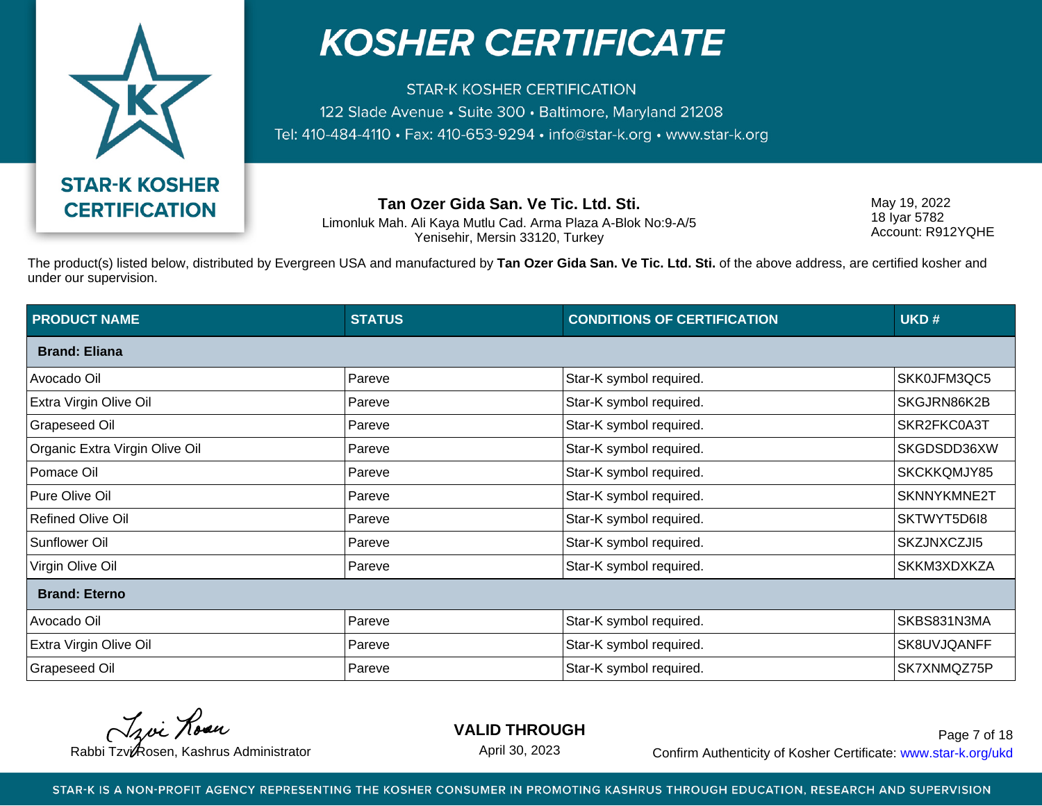# KOSHER CERTIFICATE

STAR-K KOSHER CERTIFICATION
122 Slade Avenue • Suite 300 • Baltimore, Maryland 21208
Tel: 410-484-4110 • Fax: 410-653-9294 • info@star-k.org • www.star-k.org

STAR-K KOSHER CERTIFICATION

**Tan Ozer Gida San. Ve Tic. Ltd. Sti.**
Limonluk Mah. Ali Kaya Mutlu Cad. Arma Plaza A-Blok No:9-A/5
Yenisehir, Mersin 33120, Turkey

May 19, 2022
18 Iyar 5782
Account: R912YQHE

The product(s) listed below, distributed by Evergreen USA and manufactured by **Tan Ozer Gida San. Ve Tic. Ltd. Sti.** of the above address, are certified kosher and under our supervision.

| PRODUCT NAME | STATUS | CONDITIONS OF CERTIFICATION | UKD # |
|---|---|---|---|
| **Brand: Eliana** | | | |
| Avocado Oil | Pareve | Star-K symbol required. | SKK0JFM3QC5 |
| Extra Virgin Olive Oil | Pareve | Star-K symbol required. | SKGJRN86K2B |
| Grapeseed Oil | Pareve | Star-K symbol required. | SKR2FKC0A3T |
| Organic Extra Virgin Olive Oil | Pareve | Star-K symbol required. | SKGDSDD36XW |
| Pomace Oil | Pareve | Star-K symbol required. | SKCKKQMJY85 |
| Pure Olive Oil | Pareve | Star-K symbol required. | SKNNYKMNE2T |
| Refined Olive Oil | Pareve | Star-K symbol required. | SKTWYT5D6I8 |
| Sunflower Oil | Pareve | Star-K symbol required. | SKZJNXCZJI5 |
| Virgin Olive Oil | Pareve | Star-K symbol required. | SKKM3XDXKZA |
| **Brand: Eterno** | | | |
| Avocado Oil | Pareve | Star-K symbol required. | SKBS831N3MA |
| Extra Virgin Olive Oil | Pareve | Star-K symbol required. | SK8UVJQANFF |
| Grapeseed Oil | Pareve | Star-K symbol required. | SK7XNMQZ75P |

Rabbi Tzvi Rosen, Kashrus Administrator

**VALID THROUGH**
April 30, 2023

Confirm Authenticity of Kosher Certificate: www.star-k.org/ukd

STAR-K IS A NON-PROFIT AGENCY REPRESENTING THE KOSHER CONSUMER IN PROMOTING KASHRUS THROUGH EDUCATION, RESEARCH AND SUPERVISION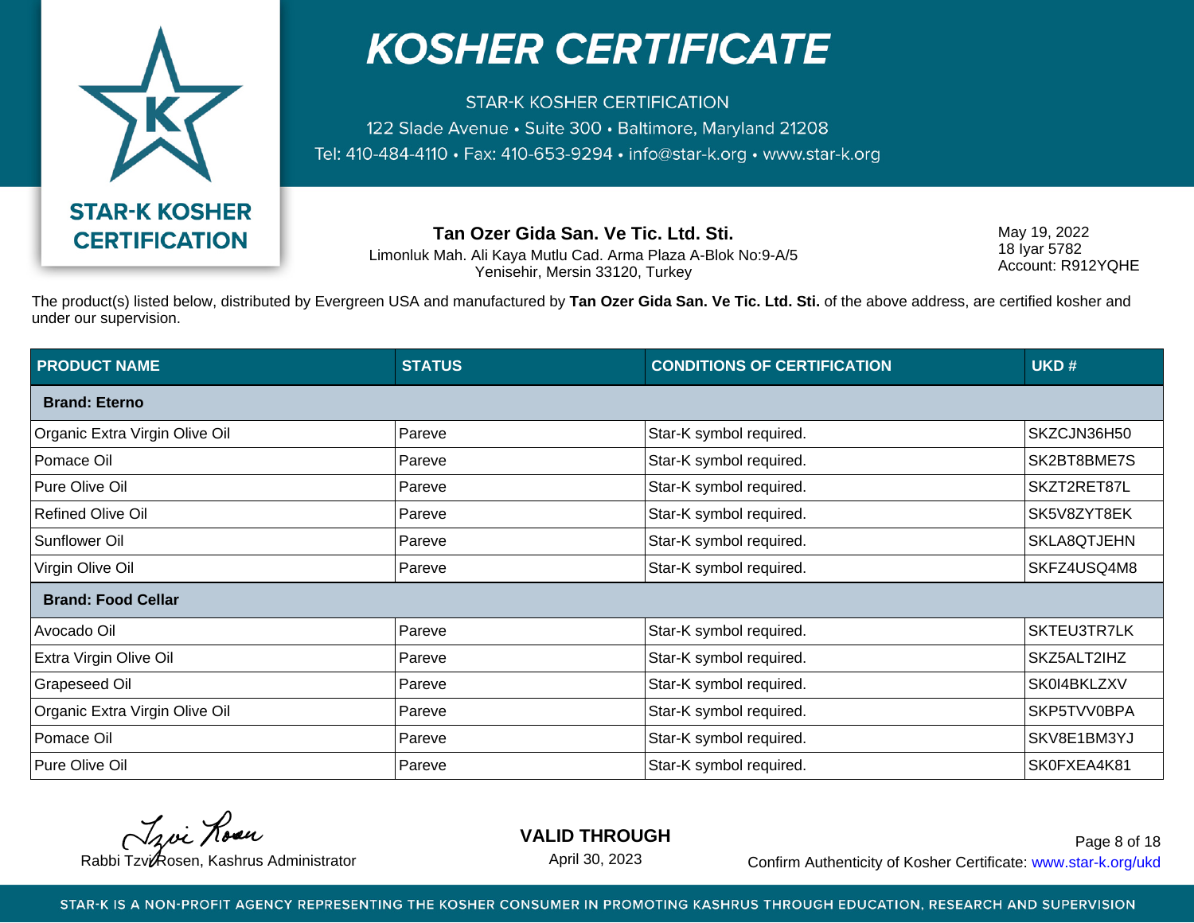# KOSHER CERTIFICATE

STAR-K KOSHER CERTIFICATION
122 Slade Avenue • Suite 300 • Baltimore, Maryland 21208
Tel: 410-484-4110 • Fax: 410-653-9294 • info@star-k.org • www.star-k.org

**STAR-K KOSHER CERTIFICATION**

**Tan Ozer Gida San. Ve Tic. Ltd. Sti.**
Limonluk Mah. Ali Kaya Mutlu Cad. Arma Plaza A-Blok No:9-A/5
Yenisehir, Mersin 33120, Turkey

May 19, 2022
18 Iyar 5782
Account: R912YQHE

The product(s) listed below, distributed by Evergreen USA and manufactured by **Tan Ozer Gida San. Ve Tic. Ltd. Sti.** of the above address, are certified kosher and under our supervision.

| PRODUCT NAME | STATUS | CONDITIONS OF CERTIFICATION | UKD # |
|---|---|---|---|
| **Brand: Eterno** | | | |
| Organic Extra Virgin Olive Oil | Pareve | Star-K symbol required. | SKZCJN36H50 |
| Pomace Oil | Pareve | Star-K symbol required. | SK2BT8BME7S |
| Pure Olive Oil | Pareve | Star-K symbol required. | SKZT2RET87L |
| Refined Olive Oil | Pareve | Star-K symbol required. | SK5V8ZYT8EK |
| Sunflower Oil | Pareve | Star-K symbol required. | SKLA8QTJEHN |
| Virgin Olive Oil | Pareve | Star-K symbol required. | SKFZ4USQ4M8 |
| **Brand: Food Cellar** | | | |
| Avocado Oil | Pareve | Star-K symbol required. | SKTEU3TR7LK |
| Extra Virgin Olive Oil | Pareve | Star-K symbol required. | SKZ5ALT2IHZ |
| Grapeseed Oil | Pareve | Star-K symbol required. | SK0I4BKLZXV |
| Organic Extra Virgin Olive Oil | Pareve | Star-K symbol required. | SKP5TVV0BPA |
| Pomace Oil | Pareve | Star-K symbol required. | SKV8E1BM3YJ |
| Pure Olive Oil | Pareve | Star-K symbol required. | SK0FXEA4K81 |

Rabbi Tzvi Rosen, Kashrus Administrator

**VALID THROUGH**
April 30, 2023

Confirm Authenticity of Kosher Certificate: www.star-k.org/ukd

STAR-K IS A NON-PROFIT AGENCY REPRESENTING THE KOSHER CONSUMER IN PROMOTING KASHRUS THROUGH EDUCATION, RESEARCH AND SUPERVISION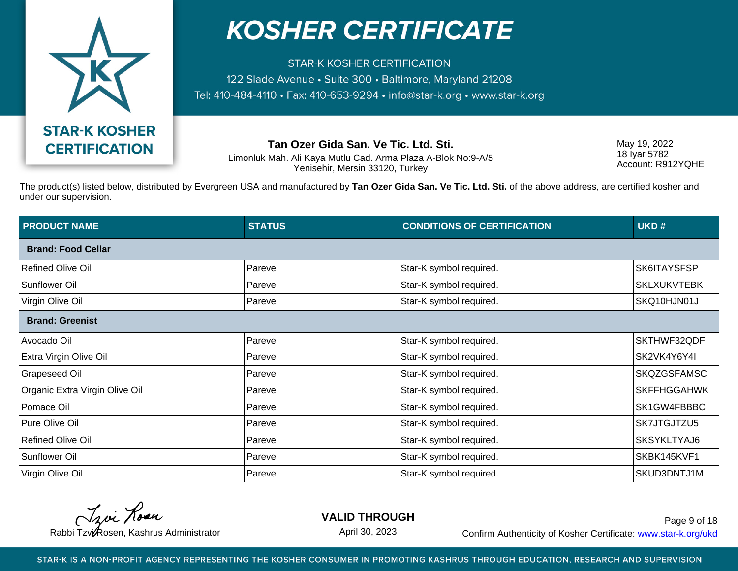# KOSHER CERTIFICATE

STAR-K KOSHER CERTIFICATION
122 Slade Avenue • Suite 300 • Baltimore, Maryland 21208
Tel: 410-484-4110 • Fax: 410-653-9294 • info@star-k.org • www.star-k.org

STAR-K KOSHER CERTIFICATION

**Tan Ozer Gida San. Ve Tic. Ltd. Sti.**
Limonluk Mah. Ali Kaya Mutlu Cad. Arma Plaza A-Blok No:9-A/5
Yenisehir, Mersin 33120, Turkey

May 19, 2022
18 Iyar 5782
Account: R912YQHE

The product(s) listed below, distributed by Evergreen USA and manufactured by **Tan Ozer Gida San. Ve Tic. Ltd. Sti.** of the above address, are certified kosher and under our supervision.

| PRODUCT NAME | STATUS | CONDITIONS OF CERTIFICATION | UKD # |
|---|---|---|---|
| **Brand: Food Cellar** | | | |
| Refined Olive Oil | Pareve | Star-K symbol required. | SK6ITAYSFSP |
| Sunflower Oil | Pareve | Star-K symbol required. | SKLXUKVTEBK |
| Virgin Olive Oil | Pareve | Star-K symbol required. | SKQ10HJN01J |
| **Brand: Greenist** | | | |
| Avocado Oil | Pareve | Star-K symbol required. | SKTHWF32QDF |
| Extra Virgin Olive Oil | Pareve | Star-K symbol required. | SK2VK4Y6Y4I |
| Grapeseed Oil | Pareve | Star-K symbol required. | SKQZGSFAMSC |
| Organic Extra Virgin Olive Oil | Pareve | Star-K symbol required. | SKFFHGGAHWK |
| Pomace Oil | Pareve | Star-K symbol required. | SK1GW4FBBBC |
| Pure Olive Oil | Pareve | Star-K symbol required. | SK7JTGJTZU5 |
| Refined Olive Oil | Pareve | Star-K symbol required. | SKSYKLTYAJ6 |
| Sunflower Oil | Pareve | Star-K symbol required. | SKBK145KVF1 |
| Virgin Olive Oil | Pareve | Star-K symbol required. | SKUD3DNTJ1M |

Rabbi Tzvi Rosen, Kashrus Administrator

**VALID THROUGH**
April 30, 2023

Confirm Authenticity of Kosher Certificate: www.star-k.org/ukd

STAR-K IS A NON-PROFIT AGENCY REPRESENTING THE KOSHER CONSUMER IN PROMOTING KASHRUS THROUGH EDUCATION, RESEARCH AND SUPERVISION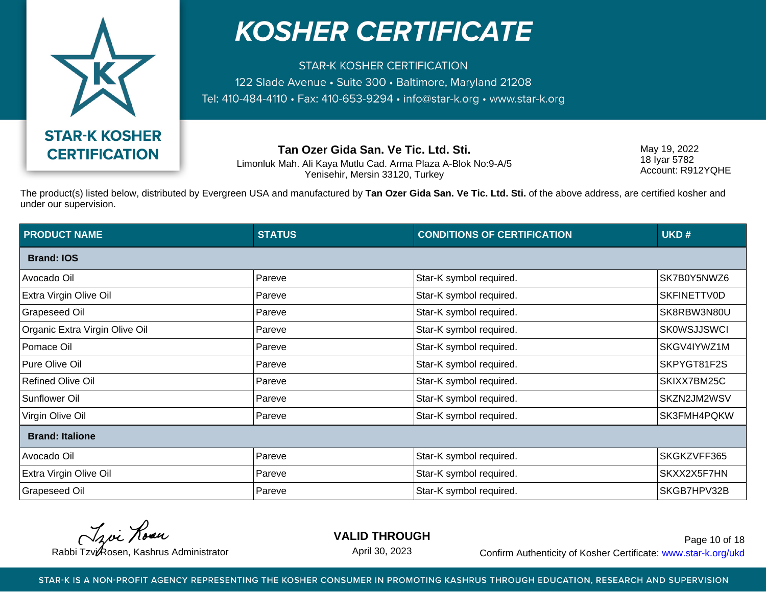# KOSHER CERTIFICATE

STAR-K KOSHER CERTIFICATION
122 Slade Avenue • Suite 300 • Baltimore, Maryland 21208
Tel: 410-484-4110 • Fax: 410-653-9294 • info@star-k.org • www.star-k.org

STAR-K KOSHER CERTIFICATION

**Tan Ozer Gida San. Ve Tic. Ltd. Sti.**
Limonluk Mah. Ali Kaya Mutlu Cad. Arma Plaza A-Blok No:9-A/5
Yenisehir, Mersin 33120, Turkey

May 19, 2022
18 Iyar 5782
Account: R912YQHE

The product(s) listed below, distributed by Evergreen USA and manufactured by **Tan Ozer Gida San. Ve Tic. Ltd. Sti.** of the above address, are certified kosher and under our supervision.

| PRODUCT NAME | STATUS | CONDITIONS OF CERTIFICATION | UKD # |
|---|---|---|---|
| **Brand: IOS** | | | |
| Avocado Oil | Pareve | Star-K symbol required. | SK7B0Y5NWZ6 |
| Extra Virgin Olive Oil | Pareve | Star-K symbol required. | SKFINETTV0D |
| Grapeseed Oil | Pareve | Star-K symbol required. | SK8RBW3N80U |
| Organic Extra Virgin Olive Oil | Pareve | Star-K symbol required. | SK0WSJJSWCI |
| Pomace Oil | Pareve | Star-K symbol required. | SKGV4IYWZ1M |
| Pure Olive Oil | Pareve | Star-K symbol required. | SKPYGT81F2S |
| Refined Olive Oil | Pareve | Star-K symbol required. | SKIXX7BM25C |
| Sunflower Oil | Pareve | Star-K symbol required. | SKZN2JM2WSV |
| Virgin Olive Oil | Pareve | Star-K symbol required. | SK3FMH4PQKW |
| **Brand: Italione** | | | |
| Avocado Oil | Pareve | Star-K symbol required. | SKGKZVFF365 |
| Extra Virgin Olive Oil | Pareve | Star-K symbol required. | SKXX2X5F7HN |
| Grapeseed Oil | Pareve | Star-K symbol required. | SKGB7HPV32B |

Rabbi Tzvi Rosen, Kashrus Administrator

**VALID THROUGH**
April 30, 2023

Confirm Authenticity of Kosher Certificate: www.star-k.org/ukd

STAR-K IS A NON-PROFIT AGENCY REPRESENTING THE KOSHER CONSUMER IN PROMOTING KASHRUS THROUGH EDUCATION, RESEARCH AND SUPERVISION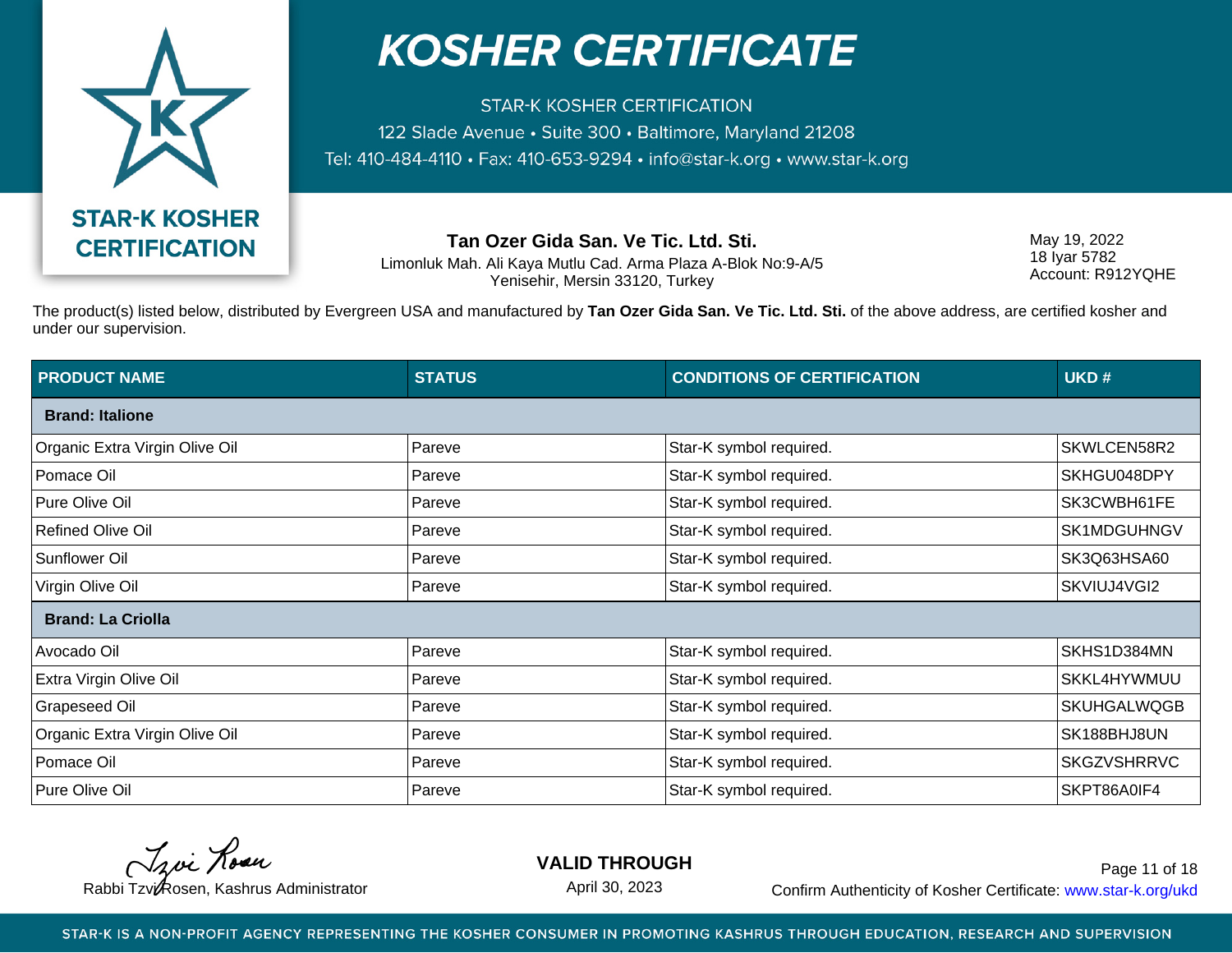# KOSHER CERTIFICATE

STAR-K KOSHER CERTIFICATION
122 Slade Avenue • Suite 300 • Baltimore, Maryland 21208
Tel: 410-484-4110 • Fax: 410-653-9294 • info@star-k.org • www.star-k.org

**STAR-K KOSHER CERTIFICATION**

**Tan Ozer Gida San. Ve Tic. Ltd. Sti.**
Limonluk Mah. Ali Kaya Mutlu Cad. Arma Plaza A-Blok No:9-A/5
Yenisehir, Mersin 33120, Turkey

May 19, 2022
18 Iyar 5782
Account: R912YQHE

The product(s) listed below, distributed by Evergreen USA and manufactured by **Tan Ozer Gida San. Ve Tic. Ltd. Sti.** of the above address, are certified kosher and under our supervision.

| PRODUCT NAME | STATUS | CONDITIONS OF CERTIFICATION | UKD # |
|---|---|---|---|
| **Brand: Italione** | | | |
| Organic Extra Virgin Olive Oil | Pareve | Star-K symbol required. | SKWLCEN58R2 |
| Pomace Oil | Pareve | Star-K symbol required. | SKHGU048DPY |
| Pure Olive Oil | Pareve | Star-K symbol required. | SK3CWBH61FE |
| Refined Olive Oil | Pareve | Star-K symbol required. | SK1MDGUHNGV |
| Sunflower Oil | Pareve | Star-K symbol required. | SK3Q63HSA60 |
| Virgin Olive Oil | Pareve | Star-K symbol required. | SKVIUJ4VGI2 |
| **Brand: La Criolla** | | | |
| Avocado Oil | Pareve | Star-K symbol required. | SKHS1D384MN |
| Extra Virgin Olive Oil | Pareve | Star-K symbol required. | SKKL4HYWMUU |
| Grapeseed Oil | Pareve | Star-K symbol required. | SKUHGALWQGB |
| Organic Extra Virgin Olive Oil | Pareve | Star-K symbol required. | SK188BHJ8UN |
| Pomace Oil | Pareve | Star-K symbol required. | SKGZVSHRRVC |
| Pure Olive Oil | Pareve | Star-K symbol required. | SKPT86A0IF4 |

Tzvi Rosen
Rabbi Tzvi Rosen, Kashrus Administrator

**VALID THROUGH**
April 30, 2023

Confirm Authenticity of Kosher Certificate: www.star-k.org/ukd

STAR-K IS A NON-PROFIT AGENCY REPRESENTING THE KOSHER CONSUMER IN PROMOTING KASHRUS THROUGH EDUCATION, RESEARCH AND SUPERVISION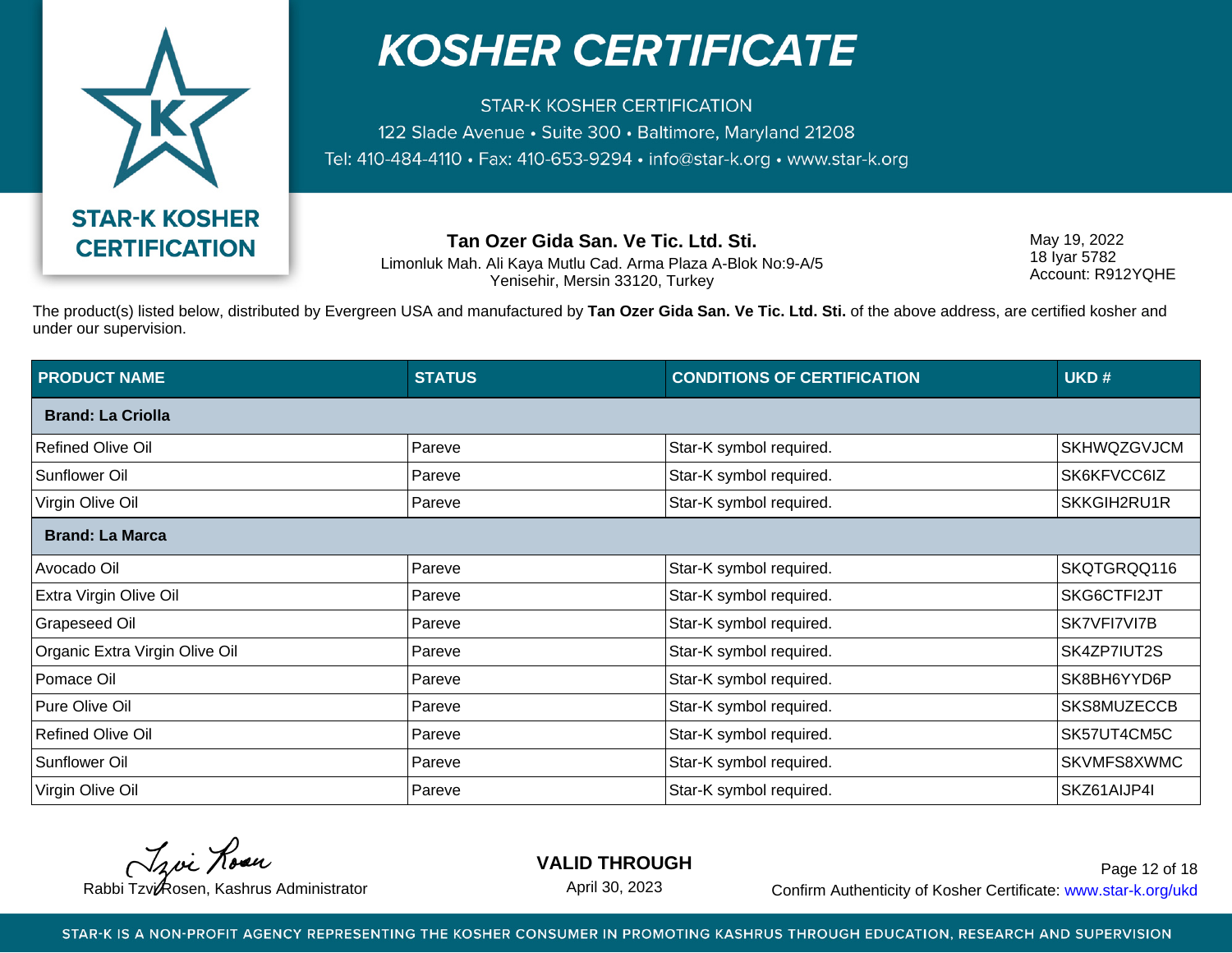# KOSHER CERTIFICATE

STAR-K KOSHER CERTIFICATION
122 Slade Avenue • Suite 300 • Baltimore, Maryland 21208
Tel: 410-484-4110 • Fax: 410-653-9294 • info@star-k.org • www.star-k.org

**STAR-K KOSHER CERTIFICATION**

**Tan Ozer Gida San. Ve Tic. Ltd. Sti.**
Limonluk Mah. Ali Kaya Mutlu Cad. Arma Plaza A-Blok No:9-A/5
Yenisehir, Mersin 33120, Turkey

May 19, 2022
18 Iyar 5782
Account: R912YQHE

The product(s) listed below, distributed by Evergreen USA and manufactured by **Tan Ozer Gida San. Ve Tic. Ltd. Sti.** of the above address, are certified kosher and under our supervision.

| PRODUCT NAME | STATUS | CONDITIONS OF CERTIFICATION | UKD # |
|---|---|---|---|
| **Brand: La Criolla** | | | |
| Refined Olive Oil | Pareve | Star-K symbol required. | SKHWQZGVJCM |
| Sunflower Oil | Pareve | Star-K symbol required. | SK6KFVCC6IZ |
| Virgin Olive Oil | Pareve | Star-K symbol required. | SKKGIH2RU1R |
| **Brand: La Marca** | | | |
| Avocado Oil | Pareve | Star-K symbol required. | SKQTGRQQ116 |
| Extra Virgin Olive Oil | Pareve | Star-K symbol required. | SKG6CTFI2JT |
| Grapeseed Oil | Pareve | Star-K symbol required. | SK7VFI7VI7B |
| Organic Extra Virgin Olive Oil | Pareve | Star-K symbol required. | SK4ZP7IUT2S |
| Pomace Oil | Pareve | Star-K symbol required. | SK8BH6YYD6P |
| Pure Olive Oil | Pareve | Star-K symbol required. | SKS8MUZECCB |
| Refined Olive Oil | Pareve | Star-K symbol required. | SK57UT4CM5C |
| Sunflower Oil | Pareve | Star-K symbol required. | SKVMFS8XWMC |
| Virgin Olive Oil | Pareve | Star-K symbol required. | SKZ61AIJP4I |

Rabbi Tzvi Rosen, Kashrus Administrator

**VALID THROUGH**
April 30, 2023

Confirm Authenticity of Kosher Certificate: www.star-k.org/ukd

STAR-K IS A NON-PROFIT AGENCY REPRESENTING THE KOSHER CONSUMER IN PROMOTING KASHRUS THROUGH EDUCATION, RESEARCH AND SUPERVISION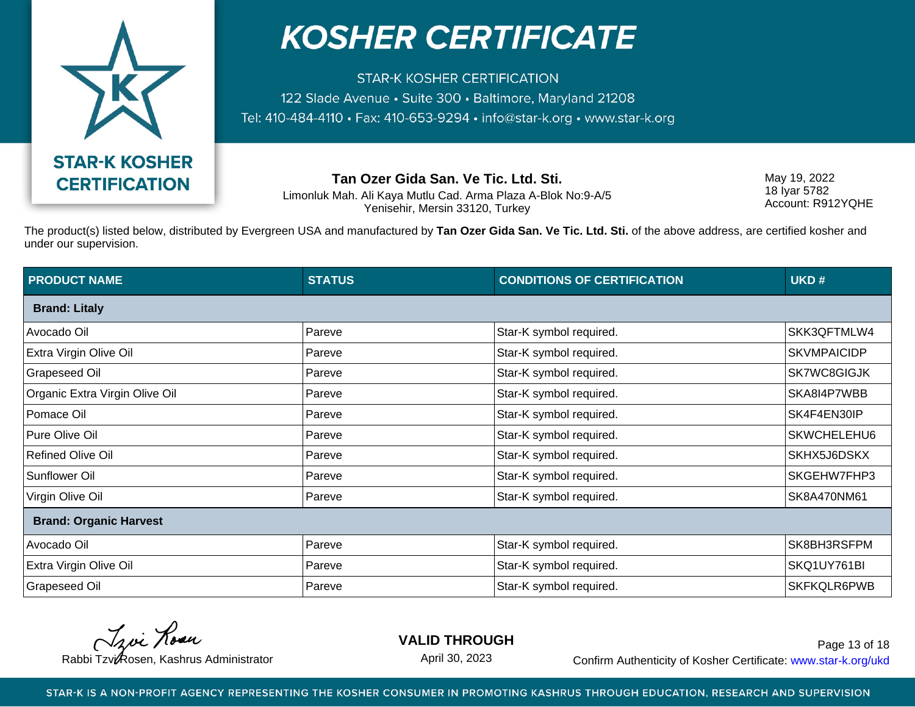# KOSHER CERTIFICATE

STAR-K KOSHER CERTIFICATION
122 Slade Avenue • Suite 300 • Baltimore, Maryland 21208
Tel: 410-484-4110 • Fax: 410-653-9294 • info@star-k.org • www.star-k.org

**STAR-K KOSHER CERTIFICATION**

**Tan Ozer Gida San. Ve Tic. Ltd. Sti.**
Limonluk Mah. Ali Kaya Mutlu Cad. Arma Plaza A-Blok No:9-A/5
Yenisehir, Mersin 33120, Turkey

May 19, 2022
18 Iyar 5782
Account: R912YQHE

The product(s) listed below, distributed by Evergreen USA and manufactured by **Tan Ozer Gida San. Ve Tic. Ltd. Sti.** of the above address, are certified kosher and under our supervision.

| PRODUCT NAME | STATUS | CONDITIONS OF CERTIFICATION | UKD # |
|---|---|---|---|
| **Brand: Litaly** | | | |
| Avocado Oil | Pareve | Star-K symbol required. | SK3QFTMLW4 |
| Extra Virgin Olive Oil | Pareve | Star-K symbol required. | SKVMPAICIDP |
| Grapeseed Oil | Pareve | Star-K symbol required. | SK7WC8GIGJK |
| Organic Extra Virgin Olive Oil | Pareve | Star-K symbol required. | SKA8I4P7WBB |
| Pomace Oil | Pareve | Star-K symbol required. | SK4F4EN30IP |
| Pure Olive Oil | Pareve | Star-K symbol required. | SKWCHELEHU6 |
| Refined Olive Oil | Pareve | Star-K symbol required. | SKHX5J6DSKX |
| Sunflower Oil | Pareve | Star-K symbol required. | SKGEHW7FHP3 |
| Virgin Olive Oil | Pareve | Star-K symbol required. | SK8A470NM61 |
| **Brand: Organic Harvest** | | | |
| Avocado Oil | Pareve | Star-K symbol required. | SK8BH3RSFPM |
| Extra Virgin Olive Oil | Pareve | Star-K symbol required. | SKQ1UY761BI |
| Grapeseed Oil | Pareve | Star-K symbol required. | SKFKQLR6PWB |

Rabbi Tzvi Rosen, Kashrus Administrator

**VALID THROUGH**
April 30, 2023

Confirm Authenticity of Kosher Certificate: www.star-k.org/ukd

STAR-K IS A NON-PROFIT AGENCY REPRESENTING THE KOSHER CONSUMER IN PROMOTING KASHRUS THROUGH EDUCATION, RESEARCH AND SUPERVISION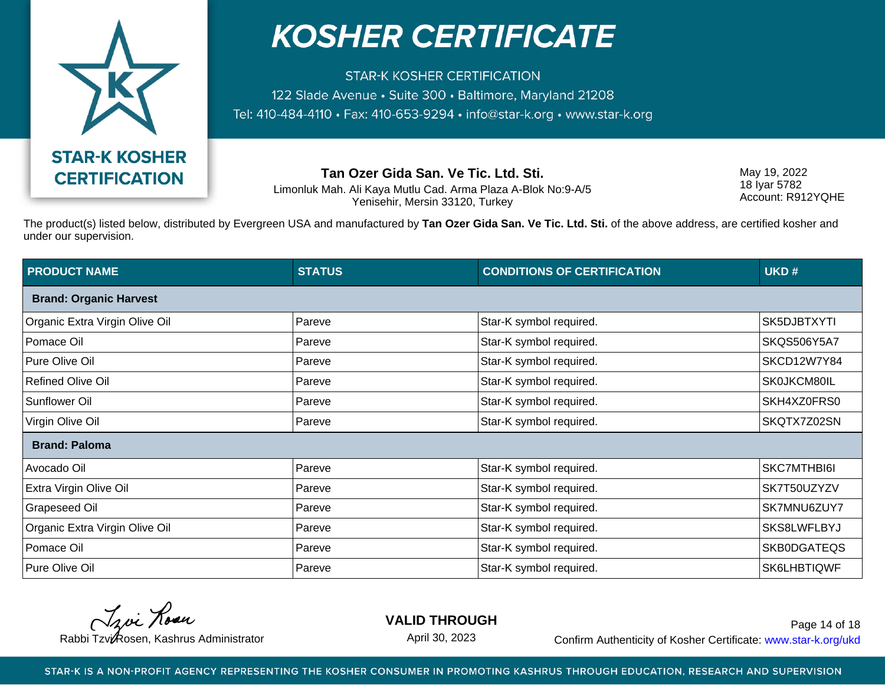# KOSHER CERTIFICATE

STAR-K KOSHER CERTIFICATION
122 Slade Avenue • Suite 300 • Baltimore, Maryland 21208
Tel: 410-484-4110 • Fax: 410-653-9294 • info@star-k.org • www.star-k.org

STAR-K KOSHER CERTIFICATION

**Tan Ozer Gida San. Ve Tic. Ltd. Sti.**
Limonluk Mah. Ali Kaya Mutlu Cad. Arma Plaza A-Blok No:9-A/5
Yenisehir, Mersin 33120, Turkey

May 19, 2022
18 Iyar 5782
Account: R912YQHE

The product(s) listed below, distributed by Evergreen USA and manufactured by **Tan Ozer Gida San. Ve Tic. Ltd. Sti.** of the above address, are certified kosher and under our supervision.

| PRODUCT NAME | STATUS | CONDITIONS OF CERTIFICATION | UKD # |
|---|---|---|---|
| **Brand: Organic Harvest** | | | |
| Organic Extra Virgin Olive Oil | Pareve | Star-K symbol required. | SK5DJBTXYTI |
| Pomace Oil | Pareve | Star-K symbol required. | SKQS506Y5A7 |
| Pure Olive Oil | Pareve | Star-K symbol required. | SKCD12W7Y84 |
| Refined Olive Oil | Pareve | Star-K symbol required. | SK0JKCM80IL |
| Sunflower Oil | Pareve | Star-K symbol required. | SKH4XZ0FRS0 |
| Virgin Olive Oil | Pareve | Star-K symbol required. | SKQTX7Z02SN |
| **Brand: Paloma** | | | |
| Avocado Oil | Pareve | Star-K symbol required. | SKC7MTHBI6I |
| Extra Virgin Olive Oil | Pareve | Star-K symbol required. | SK7T50UZYZV |
| Grapeseed Oil | Pareve | Star-K symbol required. | SK7MNU6ZUY7 |
| Organic Extra Virgin Olive Oil | Pareve | Star-K symbol required. | SKS8LWFLBYJ |
| Pomace Oil | Pareve | Star-K symbol required. | SKB0DGATEQS |
| Pure Olive Oil | Pareve | Star-K symbol required. | SK6LHBTIQWF |

Rabbi Tzvi Rosen, Kashrus Administrator

**VALID THROUGH**
April 30, 2023

Confirm Authenticity of Kosher Certificate: www.star-k.org/ukd

STAR-K IS A NON-PROFIT AGENCY REPRESENTING THE KOSHER CONSUMER IN PROMOTING KASHRUS THROUGH EDUCATION, RESEARCH AND SUPERVISION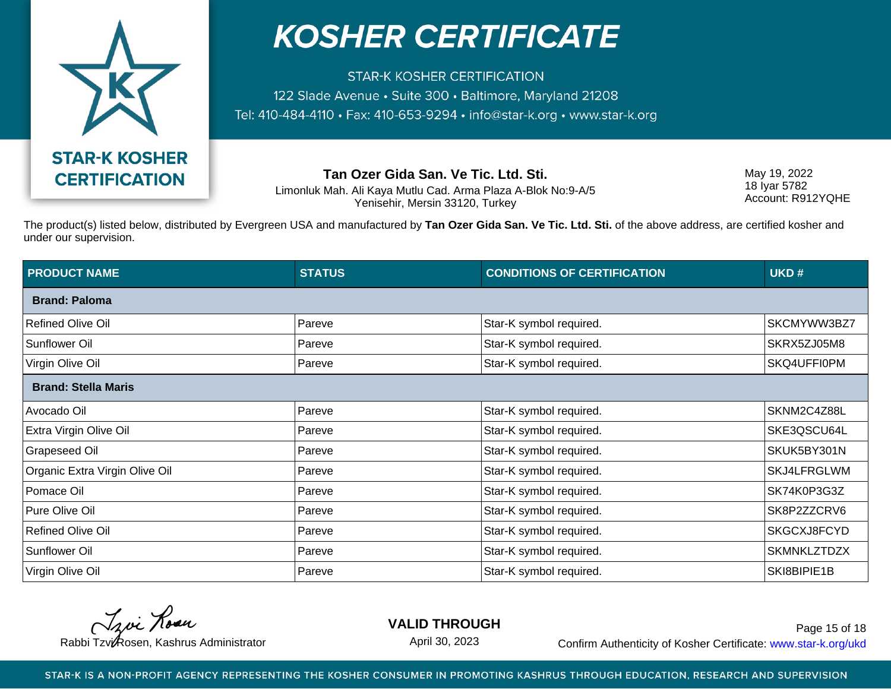# KOSHER CERTIFICATE

STAR-K KOSHER CERTIFICATION
122 Slade Avenue • Suite 300 • Baltimore, Maryland 21208
Tel: 410-484-4110 • Fax: 410-653-9294 • info@star-k.org • www.star-k.org

**STAR-K KOSHER CERTIFICATION**

**Tan Ozer Gida San. Ve Tic. Ltd. Sti.**
Limonluk Mah. Ali Kaya Mutlu Cad. Arma Plaza A-Blok No:9-A/5
Yenisehir, Mersin 33120, Turkey

May 19, 2022
18 Iyar 5782
Account: R912YQHE

The product(s) listed below, distributed by Evergreen USA and manufactured by **Tan Ozer Gida San. Ve Tic. Ltd. Sti.** of the above address, are certified kosher and under our supervision.

| PRODUCT NAME | STATUS | CONDITIONS OF CERTIFICATION | UKD # |
|---|---|---|---|
| **Brand: Paloma** | | | |
| Refined Olive Oil | Pareve | Star-K symbol required. | SKCMYWW3BZ7 |
| Sunflower Oil | Pareve | Star-K symbol required. | SKRX5ZJ05M8 |
| Virgin Olive Oil | Pareve | Star-K symbol required. | SKQ4UFFI0PM |
| **Brand: Stella Maris** | | | |
| Avocado Oil | Pareve | Star-K symbol required. | SKNM2C4Z88L |
| Extra Virgin Olive Oil | Pareve | Star-K symbol required. | SKE3QSCU64L |
| Grapeseed Oil | Pareve | Star-K symbol required. | SKUK5BY301N |
| Organic Extra Virgin Olive Oil | Pareve | Star-K symbol required. | SKJ4LFRGLWM |
| Pomace Oil | Pareve | Star-K symbol required. | SK74K0P3G3Z |
| Pure Olive Oil | Pareve | Star-K symbol required. | SK8P2ZZCRV6 |
| Refined Olive Oil | Pareve | Star-K symbol required. | SKGCXJ8FCYD |
| Sunflower Oil | Pareve | Star-K symbol required. | SKMNKLZTDZX |
| Virgin Olive Oil | Pareve | Star-K symbol required. | SKI8BIPIE1B |

Rabbi Tzvi Rosen, Kashrus Administrator

**VALID THROUGH**
April 30, 2023

Confirm Authenticity of Kosher Certificate: www.star-k.org/ukd

STAR-K IS A NON-PROFIT AGENCY REPRESENTING THE KOSHER CONSUMER IN PROMOTING KASHRUS THROUGH EDUCATION, RESEARCH AND SUPERVISION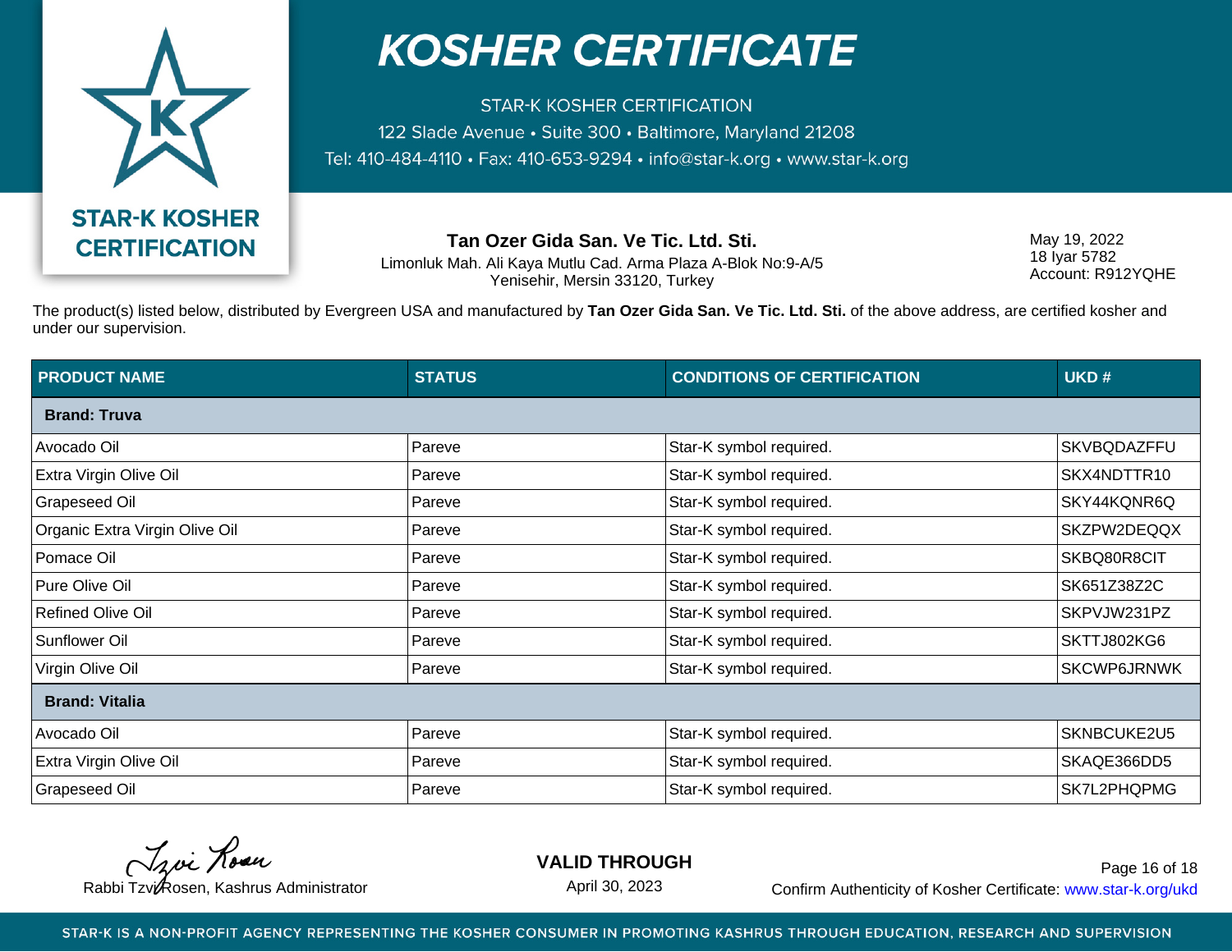# KOSHER CERTIFICATE

STAR-K KOSHER CERTIFICATION
122 Slade Avenue • Suite 300 • Baltimore, Maryland 21208
Tel: 410-484-4110 • Fax: 410-653-9294 • info@star-k.org • www.star-k.org

**STAR-K KOSHER CERTIFICATION**

**Tan Ozer Gida San. Ve Tic. Ltd. Sti.**
Limonluk Mah. Ali Kaya Mutlu Cad. Arma Plaza A-Blok No:9-A/5
Yenisehir, Mersin 33120, Turkey

May 19, 2022
18 Iyar 5782
Account: R912YQHE

The product(s) listed below, distributed by Evergreen USA and manufactured by **Tan Ozer Gida San. Ve Tic. Ltd. Sti.** of the above address, are certified kosher and under our supervision.

| PRODUCT NAME | STATUS | CONDITIONS OF CERTIFICATION | UKD # |
|---|---|---|---|
| **Brand: Truva** | | | |
| Avocado Oil | Pareve | Star-K symbol required. | SKVBQDAZFFU |
| Extra Virgin Olive Oil | Pareve | Star-K symbol required. | SKX4NDTTR10 |
| Grapeseed Oil | Pareve | Star-K symbol required. | SKY44KQNR6Q |
| Organic Extra Virgin Olive Oil | Pareve | Star-K symbol required. | SKZPW2DEQQX |
| Pomace Oil | Pareve | Star-K symbol required. | SKBQ80R8CIT |
| Pure Olive Oil | Pareve | Star-K symbol required. | SK651Z38Z2C |
| Refined Olive Oil | Pareve | Star-K symbol required. | SKPVJW231PZ |
| Sunflower Oil | Pareve | Star-K symbol required. | SKTTJ802KG6 |
| Virgin Olive Oil | Pareve | Star-K symbol required. | SKCWP6JRNWK |
| **Brand: Vitalia** | | | |
| Avocado Oil | Pareve | Star-K symbol required. | SKNBCUKE2U5 |
| Extra Virgin Olive Oil | Pareve | Star-K symbol required. | SKAQE366DD5 |
| Grapeseed Oil | Pareve | Star-K symbol required. | SK7L2PHQPMG |

Rabbi Tzvi Rosen, Kashrus Administrator

**VALID THROUGH**
April 30, 2023

Confirm Authenticity of Kosher Certificate: www.star-k.org/ukd

STAR-K IS A NON-PROFIT AGENCY REPRESENTING THE KOSHER CONSUMER IN PROMOTING KASHRUS THROUGH EDUCATION, RESEARCH AND SUPERVISION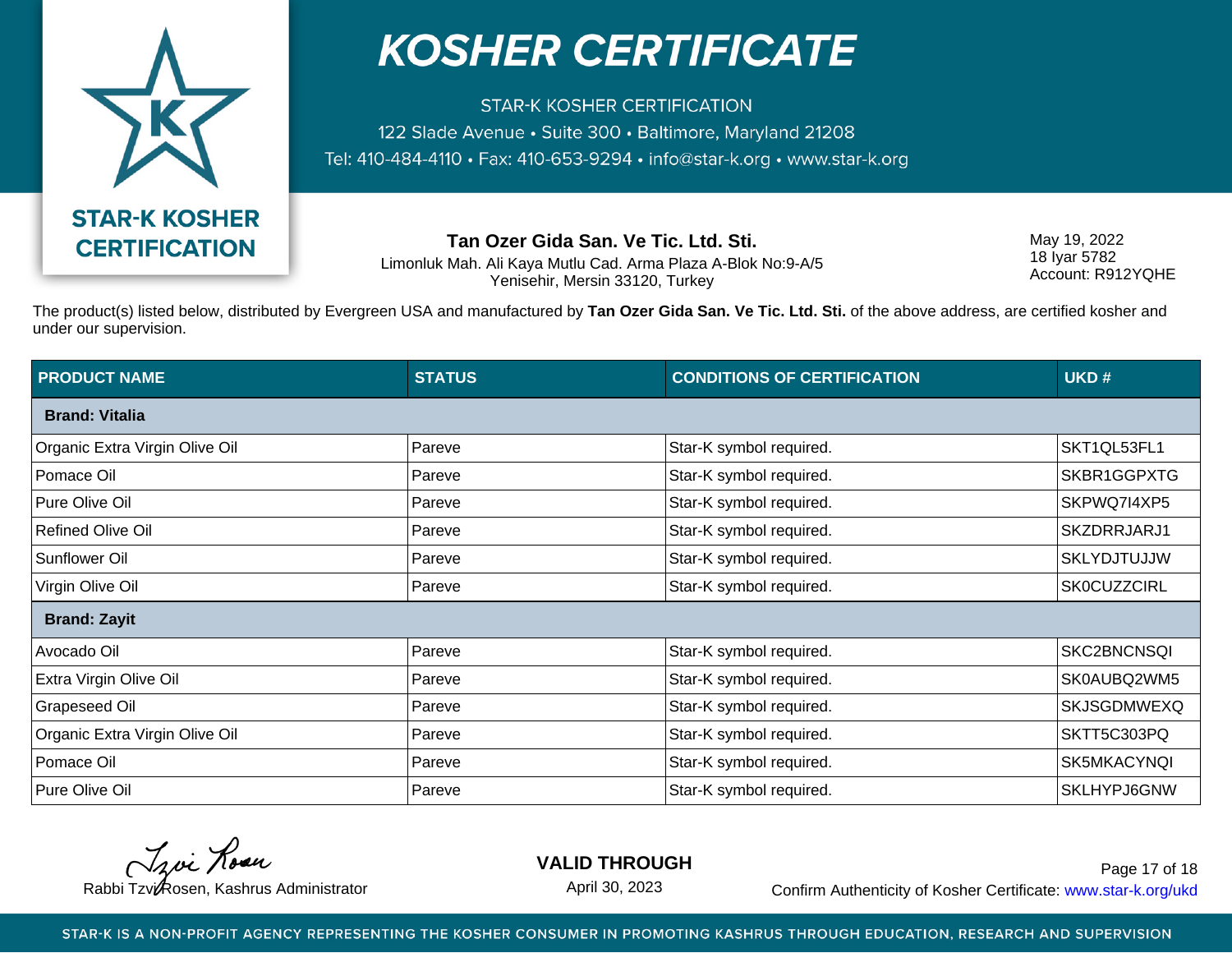# KOSHER CERTIFICATE

STAR-K KOSHER CERTIFICATION
122 Slade Avenue • Suite 300 • Baltimore, Maryland 21208
Tel: 410-484-4110 • Fax: 410-653-9294 • info@star-k.org • www.star-k.org

**STAR-K KOSHER CERTIFICATION**

**Tan Ozer Gida San. Ve Tic. Ltd. Sti.**
Limonluk Mah. Ali Kaya Mutlu Cad. Arma Plaza A-Blok No:9-A/5
Yenisehir, Mersin 33120, Turkey

May 19, 2022
18 Iyar 5782
Account: R912YQHE

The product(s) listed below, distributed by Evergreen USA and manufactured by **Tan Ozer Gida San. Ve Tic. Ltd. Sti.** of the above address, are certified kosher and under our supervision.

| PRODUCT NAME | STATUS | CONDITIONS OF CERTIFICATION | UKD # |
|---|---|---|---|
| **Brand: Vitalia** | | | |
| Organic Extra Virgin Olive Oil | Pareve | Star-K symbol required. | SKT1QL53FL1 |
| Pomace Oil | Pareve | Star-K symbol required. | SKBR1GGPXTG |
| Pure Olive Oil | Pareve | Star-K symbol required. | SKPWQ7I4XP5 |
| Refined Olive Oil | Pareve | Star-K symbol required. | SKZDRRJARJ1 |
| Sunflower Oil | Pareve | Star-K symbol required. | SKLYDJTUJJW |
| Virgin Olive Oil | Pareve | Star-K symbol required. | SK0CUZZCIRL |
| **Brand: Zayit** | | | |
| Avocado Oil | Pareve | Star-K symbol required. | SKC2BNCNSQI |
| Extra Virgin Olive Oil | Pareve | Star-K symbol required. | SK0AUBQ2WM5 |
| Grapeseed Oil | Pareve | Star-K symbol required. | SKJSGDMWEXQ |
| Organic Extra Virgin Olive Oil | Pareve | Star-K symbol required. | SKTT5C303PQ |
| Pomace Oil | Pareve | Star-K symbol required. | SK5MKACYNQI |
| Pure Olive Oil | Pareve | Star-K symbol required. | SKLHYPJ6GNW |

Rabbi Tzvi Rosen, Kashrus Administrator

**VALID THROUGH**
April 30, 2023

Confirm Authenticity of Kosher Certificate: www.star-k.org/ukd

STAR-K IS A NON-PROFIT AGENCY REPRESENTING THE KOSHER CONSUMER IN PROMOTING KASHRUS THROUGH EDUCATION, RESEARCH AND SUPERVISION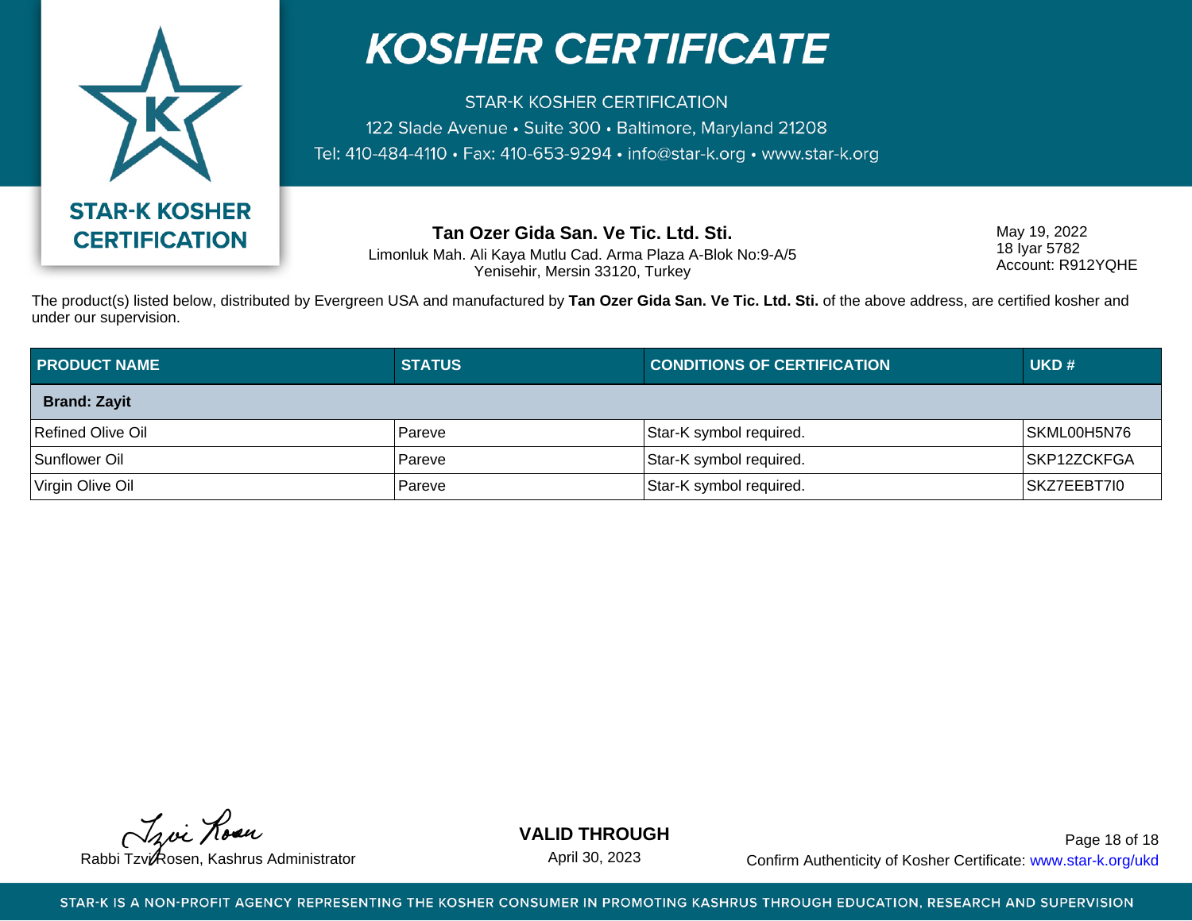# KOSHER CERTIFICATE

STAR-K KOSHER CERTIFICATION
122 Slade Avenue • Suite 300 • Baltimore, Maryland 21208
Tel: 410-484-4110 • Fax: 410-653-9294 • info@star-k.org • www.star-k.org

STAR-K KOSHER CERTIFICATION

**Tan Ozer Gida San. Ve Tic. Ltd. Sti.**
Limonluk Mah. Ali Kaya Mutlu Cad. Arma Plaza A-Blok No:9-A/5
Yenisehir, Mersin 33120, Turkey

May 19, 2022
18 Iyar 5782
Account: R912YQHE

The product(s) listed below, distributed by Evergreen USA and manufactured by **Tan Ozer Gida San. Ve Tic. Ltd. Sti.** of the above address, are certified kosher and under our supervision.

| PRODUCT NAME | STATUS | CONDITIONS OF CERTIFICATION | UKD # |
|---|---|---|---|
| **Brand: Zayit** | | | |
| Refined Olive Oil | Pareve | Star-K symbol required. | SKML00H5N76 |
| Sunflower Oil | Pareve | Star-K symbol required. | SKP12ZCKFGA |
| Virgin Olive Oil | Pareve | Star-K symbol required. | SKZ7EEBT7I0 |

Rabbi Tzvi Rosen, Kashrus Administrator

**VALID THROUGH**
April 30, 2023

Confirm Authenticity of Kosher Certificate: www.star-k.org/ukd

STAR-K IS A NON-PROFIT AGENCY REPRESENTING THE KOSHER CONSUMER IN PROMOTING KASHRUS THROUGH EDUCATION, RESEARCH AND SUPERVISION